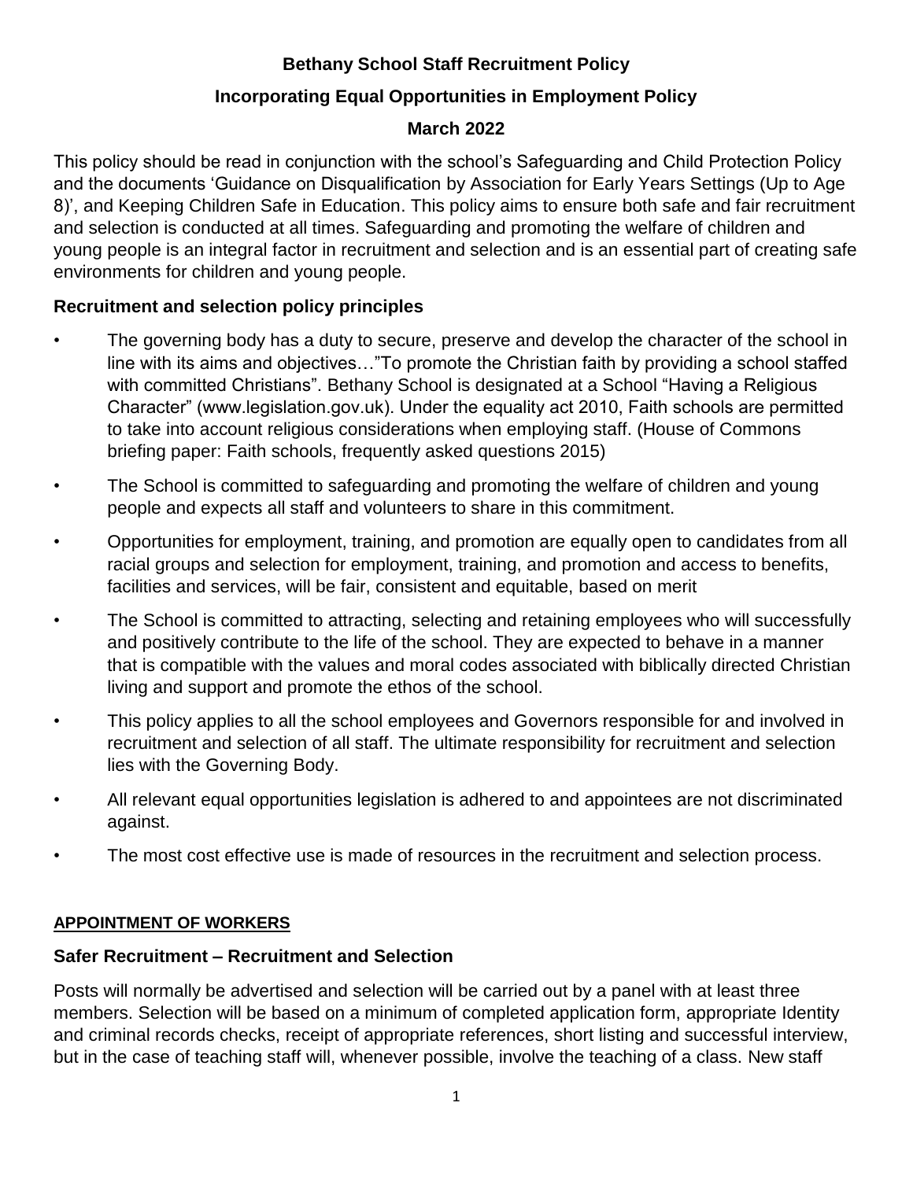# Bethany School Staff Recruitment Policy

## Incorporating Equal Opportunities in Employment Policy

## March 2022

This policy should be read in conjunction with the school's Safeguarding and Child Protection Policy and the documents 'Guidance on Disqualification by Association for Early Years Settings (Up to Age 8)', and Keeping Children Safe in Education. This policy aims to ensure both safe and fair recruitment and selection is conducted at all times. Safeguarding and promoting the welfare of children and young people is an integral factor in recruitment and selection and is an essential part of creating safe environments for children and young people.

### Recruitment and selection policy principles

- The governing body has a duty to secure, preserve and develop the character of the school in line with its aims and objectives…"To promote the Christian faith by providing a school staffed with committed Christians". Bethany School is designated at a School "Having a Religious Character" (www.legislation.gov.uk). Under the equality act 2010, Faith schools are permitted to take into account religious considerations when employing staff. (House of Commons briefing paper: Faith schools, frequently asked questions 2015)
- The School is committed to safeguarding and promoting the welfare of children and young people and expects all staff and volunteers to share in this commitment.
- Opportunities for employment, training, and promotion are equally open to candidates from all racial groups and selection for employment, training, and promotion and access to benefits, facilities and services, will be fair, consistent and equitable, based on merit
- The School is committed to attracting, selecting and retaining employees who will successfully and positively contribute to the life of the school. They are expected to behave in a manner that is compatible with the values and moral codes associated with biblically directed Christian living and support and promote the ethos of the school.
- This policy applies to all the school employees and Governors responsible for and involved in recruitment and selection of all staff. The ultimate responsibility for recruitment and selection lies with the Governing Body.
- All relevant equal opportunities legislation is adhered to and appointees are not discriminated against.
- The most cost effective use is made of resources in the recruitment and selection process.

### APPOINTMENT OF WORKERS

### Safer Recruitment – Recruitment and Selection

Posts will normally be advertised and selection will be carried out by a panel with at least three members. Selection will be based on a minimum of completed application form, appropriate Identity and criminal records checks, receipt of appropriate references, short listing and successful interview, but in the case of teaching staff will, whenever possible, involve the teaching of a class. New staff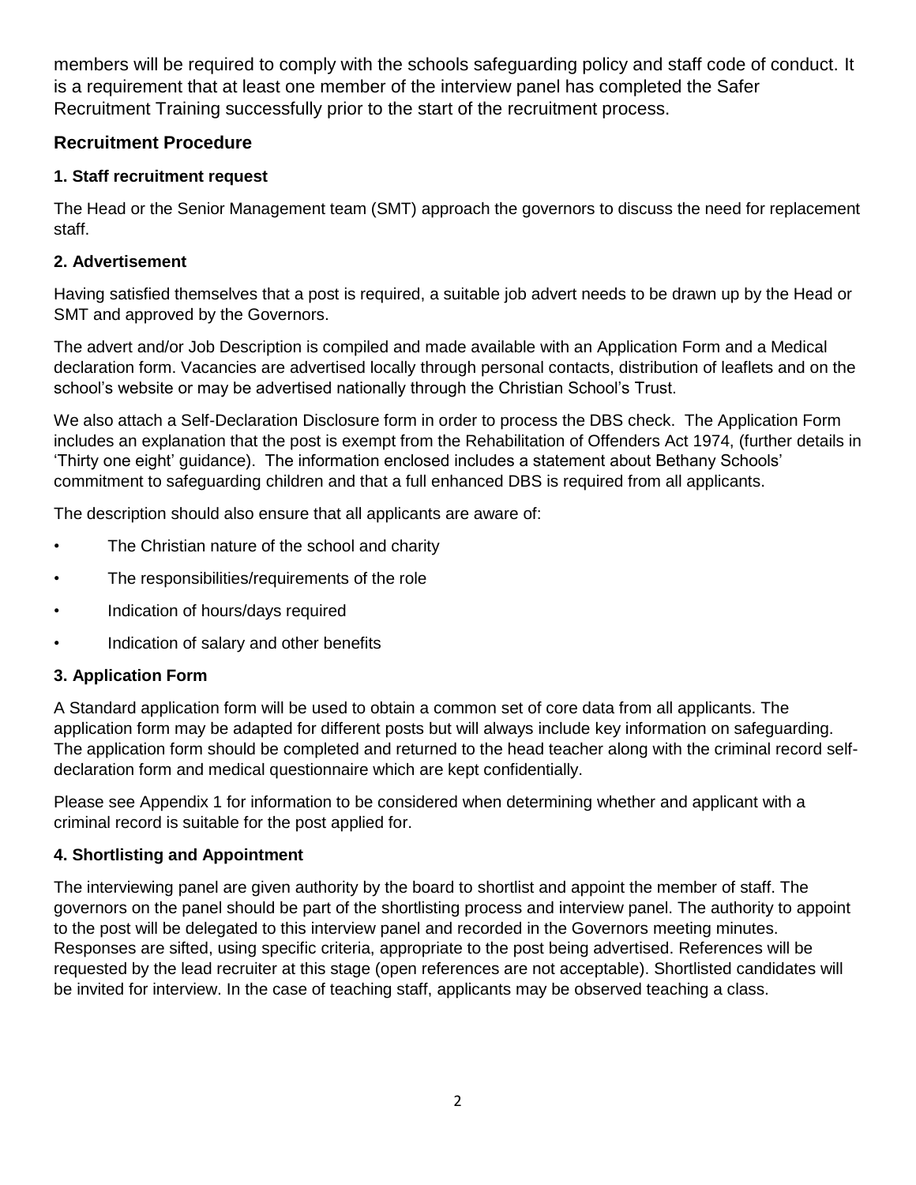members will be required to comply with the schools safeguarding policy and staff code of conduct. It is a requirement that at least one member of the interview panel has completed the Safer Recruitment Training successfully prior to the start of the recruitment process.

## Recruitment Procedure

### 1. Staff recruitment request

The Head or the Senior Management team (SMT) approach the governors to discuss the need for replacement staff.

### 2. Advertisement

Having satisfied themselves that a post is required, a suitable job advert needs to be drawn up by the Head or SMT and approved by the Governors.

The advert and/or Job Description is compiled and made available with an Application Form and a Medical declaration form. Vacancies are advertised locally through personal contacts, distribution of leaflets and on the school's website or may be advertised nationally through the Christian School's Trust.

We also attach a Self-Declaration Disclosure form in order to process the DBS check. The Application Form includes an explanation that the post is exempt from the Rehabilitation of Offenders Act 1974, (further details in 'Thirty one eight' guidance). The information enclosed includes a statement about Bethany Schools' commitment to safeguarding children and that a full enhanced DBS is required from all applicants.

The description should also ensure that all applicants are aware of:

- The Christian nature of the school and charity
- The responsibilities/requirements of the role
- Indication of hours/days required
- Indication of salary and other benefits

### 3. Application Form

A Standard application form will be used to obtain a common set of core data from all applicants. The application form may be adapted for different posts but will always include key information on safeguarding. The application form should be completed and returned to the head teacher along with the criminal record self-declaration form and medical questionnaire which are kept confidentially.

Please see Appendix 1 for information to be considered when determining whether and applicant with a criminal record is suitable for the post applied for.

### 4. Shortlisting and Appointment

The interviewing panel are given authority by the board to shortlist and appoint the member of staff. The governors on the panel should be part of the shortlisting process and interview panel. The authority to appoint to the post will be delegated to this interview panel and recorded in the Governors meeting minutes. Responses are sifted, using specific criteria, appropriate to the post being advertised. References will be requested by the lead recruiter at this stage (open references are not acceptable). Shortlisted candidates will be invited for interview. In the case of teaching staff, applicants may be observed teaching a class.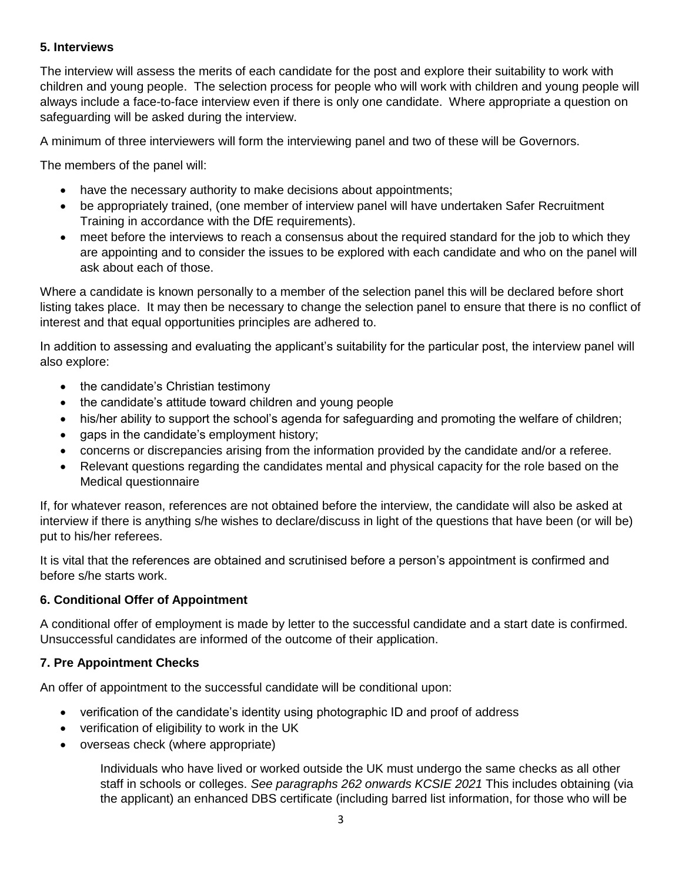### 5. Interviews

The interview will assess the merits of each candidate for the post and explore their suitability to work with children and young people. The selection process for people who will work with children and young people will always include a face-to-face interview even if there is only one candidate. Where appropriate a question on safeguarding will be asked during the interview.

A minimum of three interviewers will form the interviewing panel and two of these will be Governors.

The members of the panel will:

- have the necessary authority to make decisions about appointments;
- be appropriately trained, (one member of interview panel will have undertaken Safer Recruitment Training in accordance with the DfE requirements).
- meet before the interviews to reach a consensus about the required standard for the job to which they are appointing and to consider the issues to be explored with each candidate and who on the panel will ask about each of those.

Where a candidate is known personally to a member of the selection panel this will be declared before short listing takes place. It may then be necessary to change the selection panel to ensure that there is no conflict of interest and that equal opportunities principles are adhered to.

In addition to assessing and evaluating the applicant's suitability for the particular post, the interview panel will also explore:

- the candidate's Christian testimony
- the candidate's attitude toward children and young people
- his/her ability to support the school's agenda for safeguarding and promoting the welfare of children;
- gaps in the candidate's employment history;
- concerns or discrepancies arising from the information provided by the candidate and/or a referee.
- Relevant questions regarding the candidates mental and physical capacity for the role based on the Medical questionnaire

If, for whatever reason, references are not obtained before the interview, the candidate will also be asked at interview if there is anything s/he wishes to declare/discuss in light of the questions that have been (or will be) put to his/her referees.

It is vital that the references are obtained and scrutinised before a person's appointment is confirmed and before s/he starts work.

### 6. Conditional Offer of Appointment

A conditional offer of employment is made by letter to the successful candidate and a start date is confirmed. Unsuccessful candidates are informed of the outcome of their application.

### 7. Pre Appointment Checks

An offer of appointment to the successful candidate will be conditional upon:

- verification of the candidate's identity using photographic ID and proof of address
- verification of eligibility to work in the UK
- overseas check (where appropriate)

  Individuals who have lived or worked outside the UK must undergo the same checks as all other staff in schools or colleges. *See paragraphs 262 onwards KCSIE 2021* This includes obtaining (via the applicant) an enhanced DBS certificate (including barred list information, for those who will be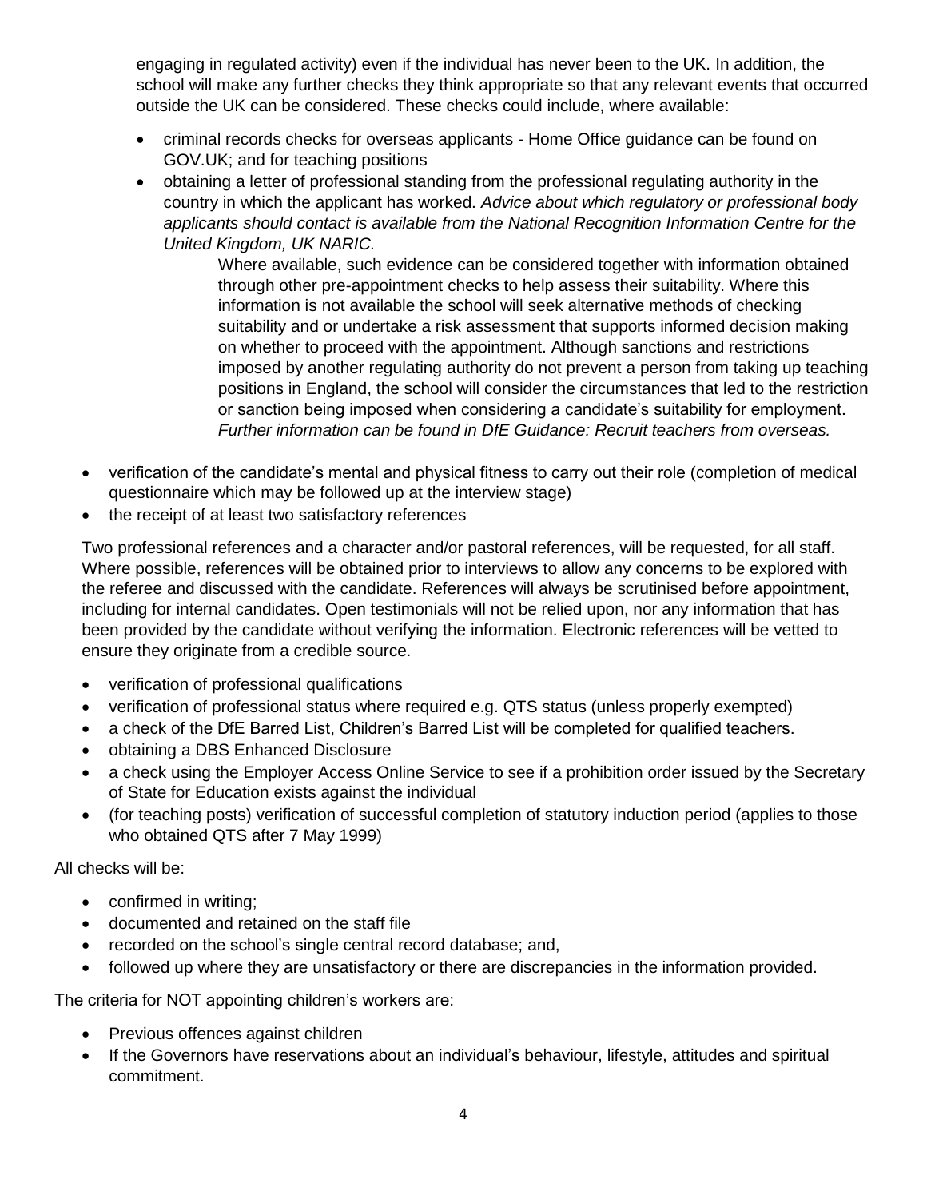engaging in regulated activity) even if the individual has never been to the UK. In addition, the school will make any further checks they think appropriate so that any relevant events that occurred outside the UK can be considered. These checks could include, where available:

- criminal records checks for overseas applicants - Home Office guidance can be found on GOV.UK; and for teaching positions
- obtaining a letter of professional standing from the professional regulating authority in the country in which the applicant has worked. *Advice about which regulatory or professional body applicants should contact is available from the National Recognition Information Centre for the United Kingdom, UK NARIC.*

  Where available, such evidence can be considered together with information obtained through other pre-appointment checks to help assess their suitability. Where this information is not available the school will seek alternative methods of checking suitability and or undertake a risk assessment that supports informed decision making on whether to proceed with the appointment. Although sanctions and restrictions imposed by another regulating authority do not prevent a person from taking up teaching positions in England, the school will consider the circumstances that led to the restriction or sanction being imposed when considering a candidate's suitability for employment. *Further information can be found in DfE Guidance: Recruit teachers from overseas.*

- verification of the candidate's mental and physical fitness to carry out their role (completion of medical questionnaire which may be followed up at the interview stage)
- the receipt of at least two satisfactory references

Two professional references and a character and/or pastoral references, will be requested, for all staff. Where possible, references will be obtained prior to interviews to allow any concerns to be explored with the referee and discussed with the candidate. References will always be scrutinised before appointment, including for internal candidates. Open testimonials will not be relied upon, nor any information that has been provided by the candidate without verifying the information. Electronic references will be vetted to ensure they originate from a credible source.

- verification of professional qualifications
- verification of professional status where required e.g. QTS status (unless properly exempted)
- a check of the DfE Barred List, Children's Barred List will be completed for qualified teachers.
- obtaining a DBS Enhanced Disclosure
- a check using the Employer Access Online Service to see if a prohibition order issued by the Secretary of State for Education exists against the individual
- (for teaching posts) verification of successful completion of statutory induction period (applies to those who obtained QTS after 7 May 1999)

All checks will be:

- confirmed in writing;
- documented and retained on the staff file
- recorded on the school's single central record database; and,
- followed up where they are unsatisfactory or there are discrepancies in the information provided.

The criteria for NOT appointing children's workers are:

- Previous offences against children
- If the Governors have reservations about an individual's behaviour, lifestyle, attitudes and spiritual commitment.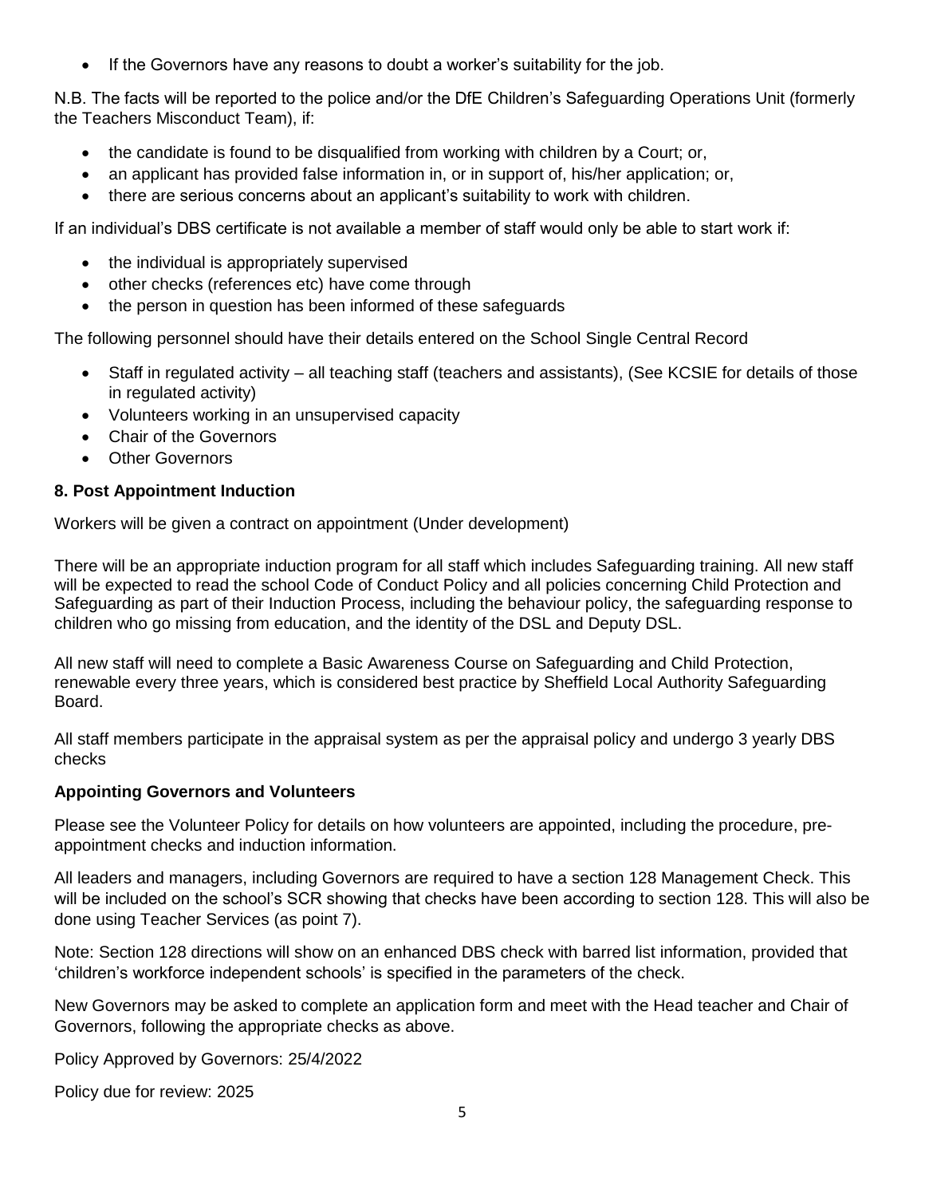- If the Governors have any reasons to doubt a worker's suitability for the job.

N.B. The facts will be reported to the police and/or the DfE Children's Safeguarding Operations Unit (formerly the Teachers Misconduct Team), if:

- the candidate is found to be disqualified from working with children by a Court; or,
- an applicant has provided false information in, or in support of, his/her application; or,
- there are serious concerns about an applicant's suitability to work with children.

If an individual's DBS certificate is not available a member of staff would only be able to start work if:

- the individual is appropriately supervised
- other checks (references etc) have come through
- the person in question has been informed of these safeguards

The following personnel should have their details entered on the School Single Central Record

- Staff in regulated activity – all teaching staff (teachers and assistants), (See KCSIE for details of those in regulated activity)
- Volunteers working in an unsupervised capacity
- Chair of the Governors
- Other Governors

**8. Post Appointment Induction**

Workers will be given a contract on appointment (Under development)

There will be an appropriate induction program for all staff which includes Safeguarding training. All new staff will be expected to read the school Code of Conduct Policy and all policies concerning Child Protection and Safeguarding as part of their Induction Process, including the behaviour policy, the safeguarding response to children who go missing from education, and the identity of the DSL and Deputy DSL.

All new staff will need to complete a Basic Awareness Course on Safeguarding and Child Protection, renewable every three years, which is considered best practice by Sheffield Local Authority Safeguarding Board.

All staff members participate in the appraisal system as per the appraisal policy and undergo 3 yearly DBS checks

**Appointing Governors and Volunteers**

Please see the Volunteer Policy for details on how volunteers are appointed, including the procedure, pre-appointment checks and induction information.

All leaders and managers, including Governors are required to have a section 128 Management Check. This will be included on the school's SCR showing that checks have been according to section 128. This will also be done using Teacher Services (as point 7).

Note: Section 128 directions will show on an enhanced DBS check with barred list information, provided that 'children's workforce independent schools' is specified in the parameters of the check.

New Governors may be asked to complete an application form and meet with the Head teacher and Chair of Governors, following the appropriate checks as above.

Policy Approved by Governors: 25/4/2022

Policy due for review: 2025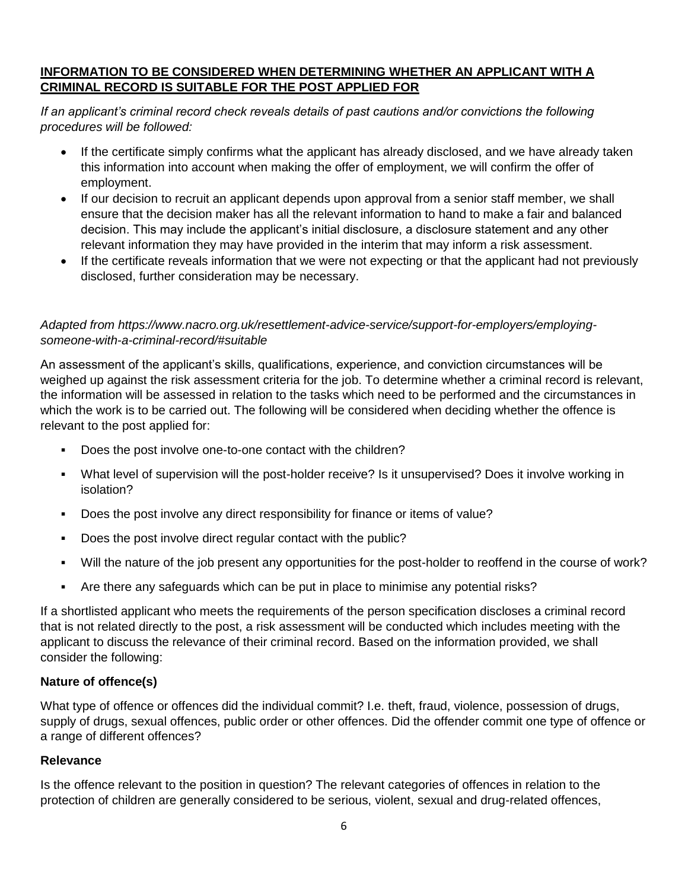**INFORMATION TO BE CONSIDERED WHEN DETERMINING WHETHER AN APPLICANT WITH A CRIMINAL RECORD IS SUITABLE FOR THE POST APPLIED FOR**

*If an applicant's criminal record check reveals details of past cautions and/or convictions the following procedures will be followed:*

- If the certificate simply confirms what the applicant has already disclosed, and we have already taken this information into account when making the offer of employment, we will confirm the offer of employment.
- If our decision to recruit an applicant depends upon approval from a senior staff member, we shall ensure that the decision maker has all the relevant information to hand to make a fair and balanced decision. This may include the applicant's initial disclosure, a disclosure statement and any other relevant information they may have provided in the interim that may inform a risk assessment.
- If the certificate reveals information that we were not expecting or that the applicant had not previously disclosed, further consideration may be necessary.

*Adapted from https://www.nacro.org.uk/resettlement-advice-service/support-for-employers/employing-someone-with-a-criminal-record/#suitable*

An assessment of the applicant's skills, qualifications, experience, and conviction circumstances will be weighed up against the risk assessment criteria for the job. To determine whether a criminal record is relevant, the information will be assessed in relation to the tasks which need to be performed and the circumstances in which the work is to be carried out. The following will be considered when deciding whether the offence is relevant to the post applied for:

- Does the post involve one-to-one contact with the children?
- What level of supervision will the post-holder receive? Is it unsupervised? Does it involve working in isolation?
- Does the post involve any direct responsibility for finance or items of value?
- Does the post involve direct regular contact with the public?
- Will the nature of the job present any opportunities for the post-holder to reoffend in the course of work?
- Are there any safeguards which can be put in place to minimise any potential risks?

If a shortlisted applicant who meets the requirements of the person specification discloses a criminal record that is not related directly to the post, a risk assessment will be conducted which includes meeting with the applicant to discuss the relevance of their criminal record. Based on the information provided, we shall consider the following:

**Nature of offence(s)**

What type of offence or offences did the individual commit? I.e. theft, fraud, violence, possession of drugs, supply of drugs, sexual offences, public order or other offences. Did the offender commit one type of offence or a range of different offences?

**Relevance**

Is the offence relevant to the position in question? The relevant categories of offences in relation to the protection of children are generally considered to be serious, violent, sexual and drug-related offences,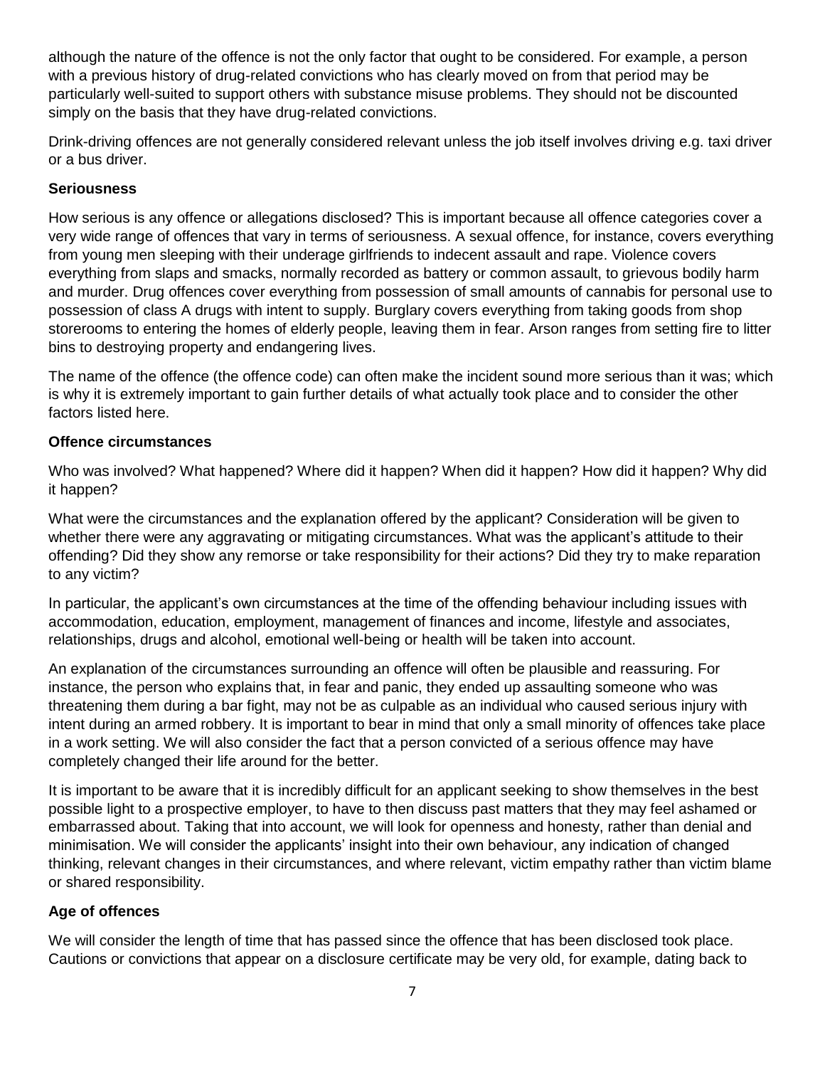although the nature of the offence is not the only factor that ought to be considered. For example, a person with a previous history of drug-related convictions who has clearly moved on from that period may be particularly well-suited to support others with substance misuse problems. They should not be discounted simply on the basis that they have drug-related convictions.

Drink-driving offences are not generally considered relevant unless the job itself involves driving e.g. taxi driver or a bus driver.

**Seriousness**

How serious is any offence or allegations disclosed? This is important because all offence categories cover a very wide range of offences that vary in terms of seriousness. A sexual offence, for instance, covers everything from young men sleeping with their underage girlfriends to indecent assault and rape. Violence covers everything from slaps and smacks, normally recorded as battery or common assault, to grievous bodily harm and murder. Drug offences cover everything from possession of small amounts of cannabis for personal use to possession of class A drugs with intent to supply. Burglary covers everything from taking goods from shop storerooms to entering the homes of elderly people, leaving them in fear. Arson ranges from setting fire to litter bins to destroying property and endangering lives.

The name of the offence (the offence code) can often make the incident sound more serious than it was; which is why it is extremely important to gain further details of what actually took place and to consider the other factors listed here.

**Offence circumstances**

Who was involved? What happened? Where did it happen? When did it happen? How did it happen? Why did it happen?

What were the circumstances and the explanation offered by the applicant? Consideration will be given to whether there were any aggravating or mitigating circumstances. What was the applicant's attitude to their offending? Did they show any remorse or take responsibility for their actions? Did they try to make reparation to any victim?

In particular, the applicant's own circumstances at the time of the offending behaviour including issues with accommodation, education, employment, management of finances and income, lifestyle and associates, relationships, drugs and alcohol, emotional well-being or health will be taken into account.

An explanation of the circumstances surrounding an offence will often be plausible and reassuring. For instance, the person who explains that, in fear and panic, they ended up assaulting someone who was threatening them during a bar fight, may not be as culpable as an individual who caused serious injury with intent during an armed robbery. It is important to bear in mind that only a small minority of offences take place in a work setting. We will also consider the fact that a person convicted of a serious offence may have completely changed their life around for the better.

It is important to be aware that it is incredibly difficult for an applicant seeking to show themselves in the best possible light to a prospective employer, to have to then discuss past matters that they may feel ashamed or embarrassed about. Taking that into account, we will look for openness and honesty, rather than denial and minimisation. We will consider the applicants' insight into their own behaviour, any indication of changed thinking, relevant changes in their circumstances, and where relevant, victim empathy rather than victim blame or shared responsibility.

**Age of offences**

We will consider the length of time that has passed since the offence that has been disclosed took place. Cautions or convictions that appear on a disclosure certificate may be very old, for example, dating back to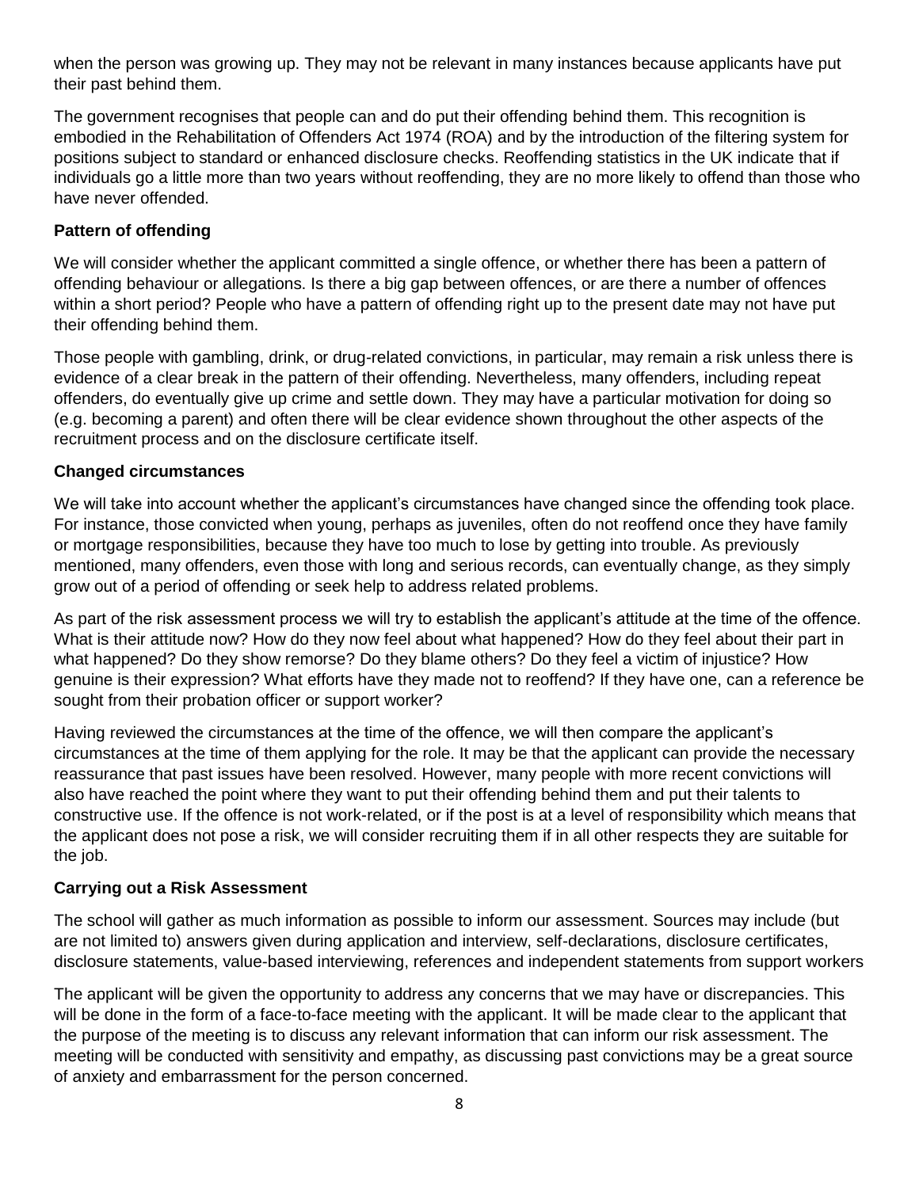when the person was growing up. They may not be relevant in many instances because applicants have put their past behind them.

The government recognises that people can and do put their offending behind them. This recognition is embodied in the Rehabilitation of Offenders Act 1974 (ROA) and by the introduction of the filtering system for positions subject to standard or enhanced disclosure checks. Reoffending statistics in the UK indicate that if individuals go a little more than two years without reoffending, they are no more likely to offend than those who have never offended.

**Pattern of offending**

We will consider whether the applicant committed a single offence, or whether there has been a pattern of offending behaviour or allegations. Is there a big gap between offences, or are there a number of offences within a short period? People who have a pattern of offending right up to the present date may not have put their offending behind them.

Those people with gambling, drink, or drug-related convictions, in particular, may remain a risk unless there is evidence of a clear break in the pattern of their offending. Nevertheless, many offenders, including repeat offenders, do eventually give up crime and settle down. They may have a particular motivation for doing so (e.g. becoming a parent) and often there will be clear evidence shown throughout the other aspects of the recruitment process and on the disclosure certificate itself.

**Changed circumstances**

We will take into account whether the applicant's circumstances have changed since the offending took place. For instance, those convicted when young, perhaps as juveniles, often do not reoffend once they have family or mortgage responsibilities, because they have too much to lose by getting into trouble. As previously mentioned, many offenders, even those with long and serious records, can eventually change, as they simply grow out of a period of offending or seek help to address related problems.

As part of the risk assessment process we will try to establish the applicant's attitude at the time of the offence. What is their attitude now? How do they now feel about what happened? How do they feel about their part in what happened? Do they show remorse? Do they blame others? Do they feel a victim of injustice? How genuine is their expression? What efforts have they made not to reoffend? If they have one, can a reference be sought from their probation officer or support worker?

Having reviewed the circumstances at the time of the offence, we will then compare the applicant's circumstances at the time of them applying for the role. It may be that the applicant can provide the necessary reassurance that past issues have been resolved. However, many people with more recent convictions will also have reached the point where they want to put their offending behind them and put their talents to constructive use. If the offence is not work-related, or if the post is at a level of responsibility which means that the applicant does not pose a risk, we will consider recruiting them if in all other respects they are suitable for the job.

**Carrying out a Risk Assessment**

The school will gather as much information as possible to inform our assessment. Sources may include (but are not limited to) answers given during application and interview, self-declarations, disclosure certificates, disclosure statements, value-based interviewing, references and independent statements from support workers

The applicant will be given the opportunity to address any concerns that we may have or discrepancies. This will be done in the form of a face-to-face meeting with the applicant. It will be made clear to the applicant that the purpose of the meeting is to discuss any relevant information that can inform our risk assessment. The meeting will be conducted with sensitivity and empathy, as discussing past convictions may be a great source of anxiety and embarrassment for the person concerned.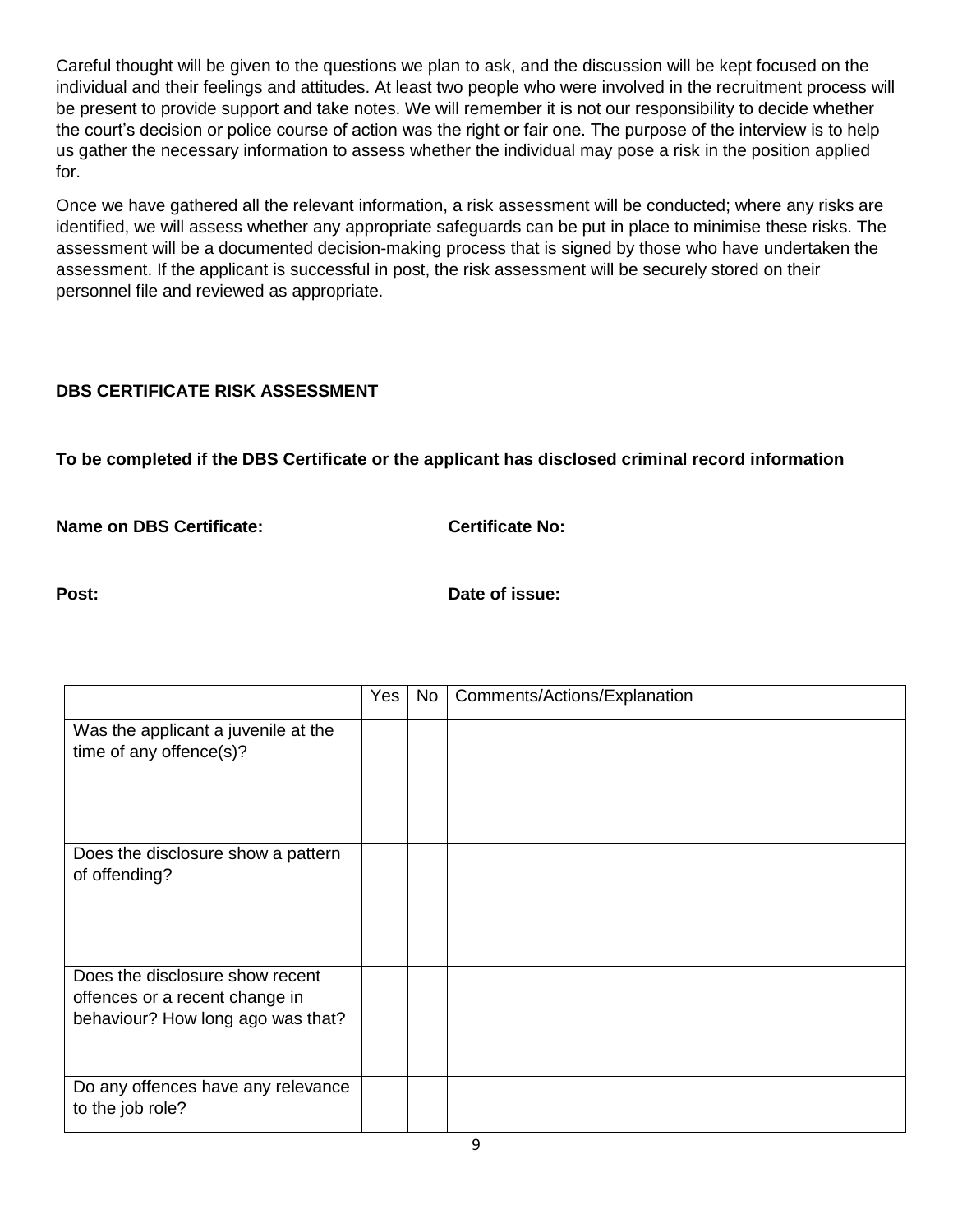Careful thought will be given to the questions we plan to ask, and the discussion will be kept focused on the individual and their feelings and attitudes. At least two people who were involved in the recruitment process will be present to provide support and take notes. We will remember it is not our responsibility to decide whether the court's decision or police course of action was the right or fair one. The purpose of the interview is to help us gather the necessary information to assess whether the individual may pose a risk in the position applied for.

Once we have gathered all the relevant information, a risk assessment will be conducted; where any risks are identified, we will assess whether any appropriate safeguards can be put in place to minimise these risks. The assessment will be a documented decision-making process that is signed by those who have undertaken the assessment. If the applicant is successful in post, the risk assessment will be securely stored on their personnel file and reviewed as appropriate.

**DBS CERTIFICATE RISK ASSESSMENT**

**To be completed if the DBS Certificate or the applicant has disclosed criminal record information**

**Name on DBS Certificate:** **Certificate No:**

**Post:** **Date of issue:**

| | Yes | No | Comments/Actions/Explanation |
|---|---|---|---|
| Was the applicant a juvenile at the time of any offence(s)? | | | |
| Does the disclosure show a pattern of offending? | | | |
| Does the disclosure show recent offences or a recent change in behaviour? How long ago was that? | | | |
| Do any offences have any relevance to the job role? | | | |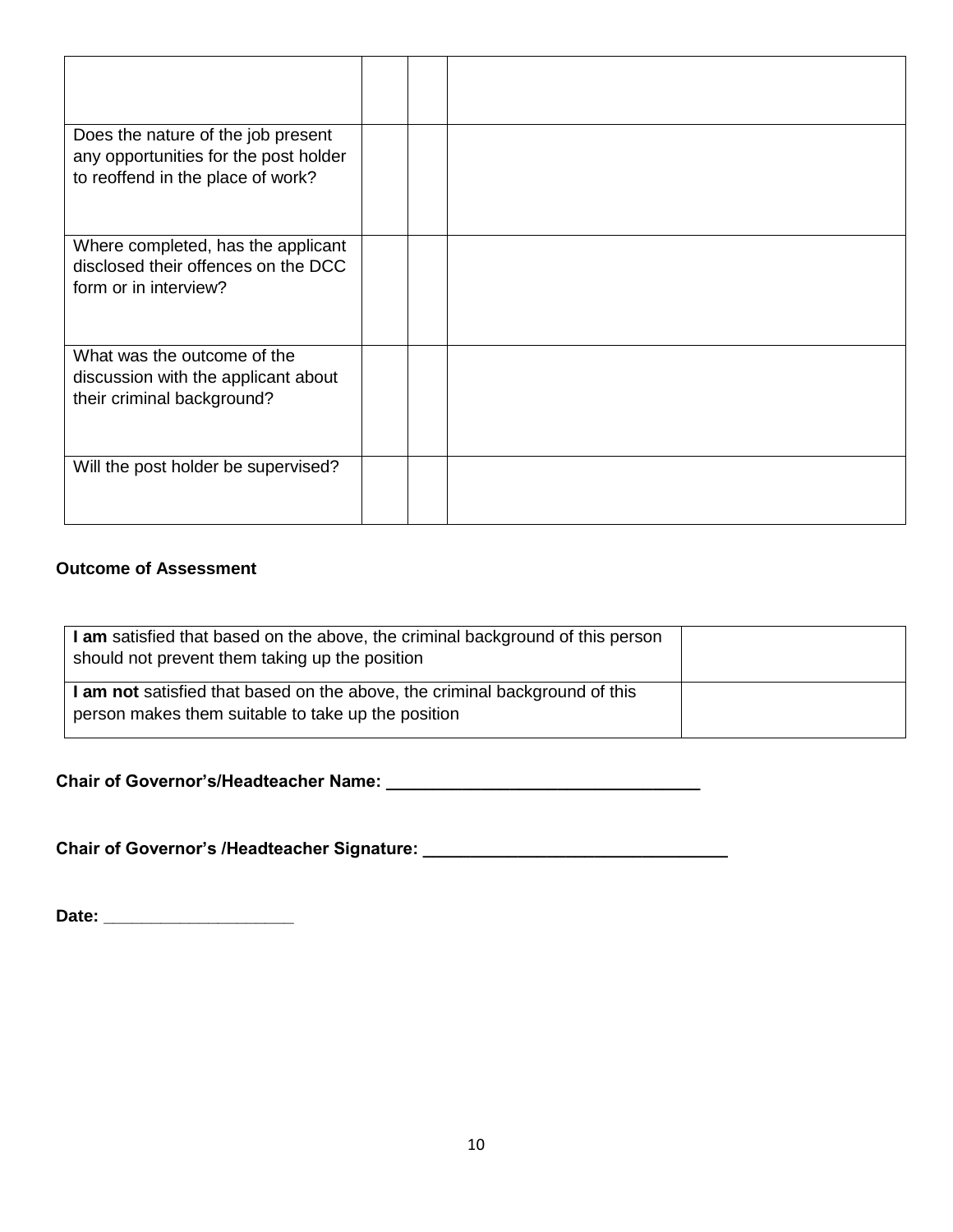| | | | |
|---|---|---|---|
| | | | |
| Does the nature of the job present any opportunities for the post holder to reoffend in the place of work? | | | |
| Where completed, has the applicant disclosed their offences on the DCC form or in interview? | | | |
| What was the outcome of the discussion with the applicant about their criminal background? | | | |
| Will the post holder be supervised? | | | |

**Outcome of Assessment**

| | |
|---|---|
| **I am** satisfied that based on the above, the criminal background of this person should not prevent them taking up the position | |
| **I am not** satisfied that based on the above, the criminal background of this person makes them suitable to take up the position | |

**Chair of Governor's/Headteacher Name: _________________________________**

**Chair of Governor's /Headteacher Signature: ________________________________**

**Date: ____________________**